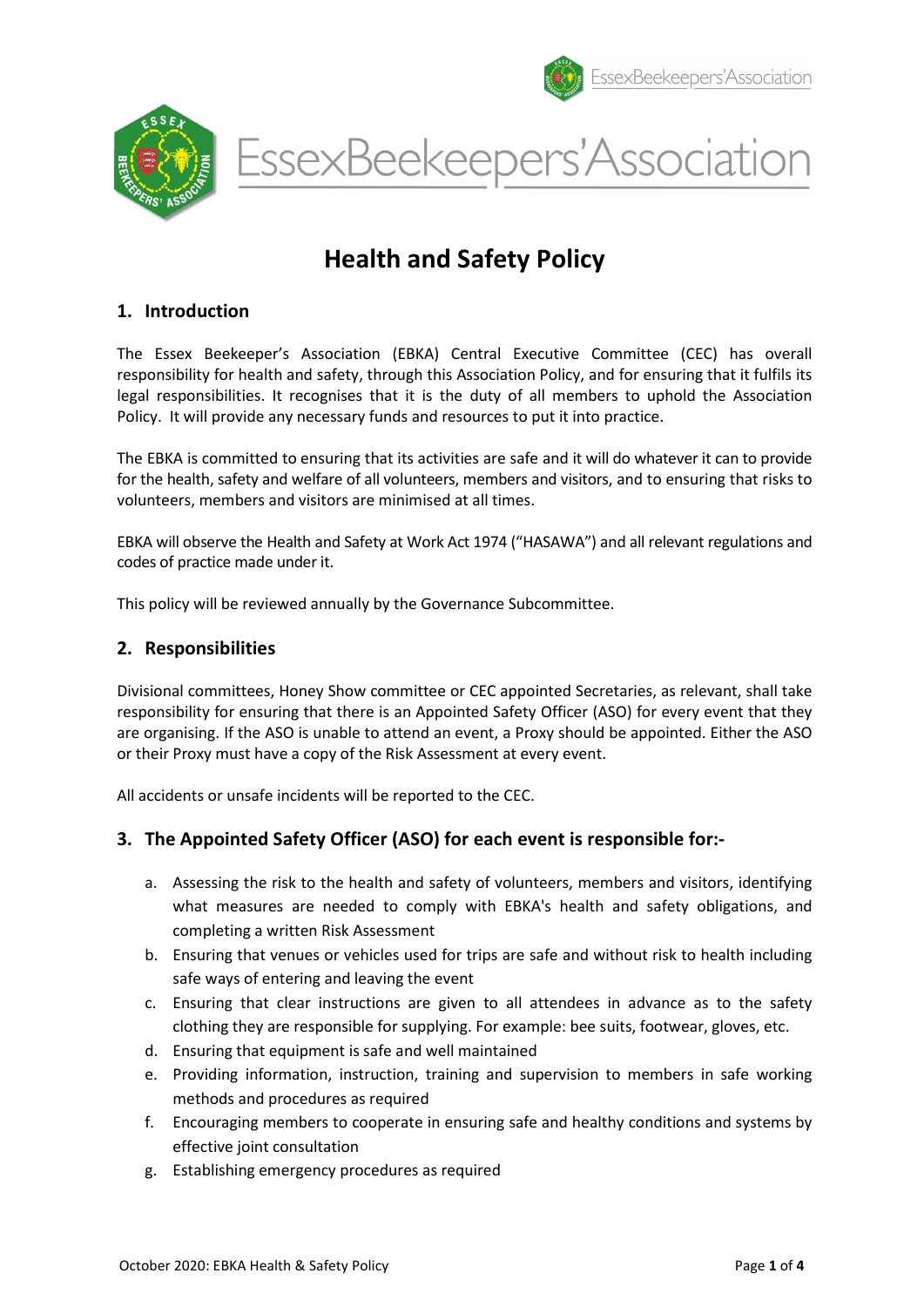# Health and Safety Policy

## 1. Introduction

The Essex Beekeeper's Association (EBKA) Central Executive Committee (CEC) has overall responsibility for health and safety, through this Association Policy, and for ensuring that it fulfils its legal responsibilities. It recognises that it is the duty of all members to uphold the Association Policy. It will provide any necessary funds and resources to put it into practice.

The EBKA is committed to ensuring that its activities are safe and it will do whatever it can to provide for the health, safety and welfare of all volunteers, members and visitors, and to ensuring that risks to volunteers, members and visitors are minimised at all times.

EBKA will observe the Health and Safety at Work Act 1974 ("HASAWA") and all relevant regulations and codes of practice made under it.

This policy will be reviewed annually by the Governance Subcommittee.

## 2. Responsibilities

Divisional committees, Honey Show committee or CEC appointed Secretaries, as relevant, shall take responsibility for ensuring that there is an Appointed Safety Officer (ASO) for every event that they are organising. If the ASO is unable to attend an event, a Proxy should be appointed. Either the ASO or their Proxy must have a copy of the Risk Assessment at every event.

All accidents or unsafe incidents will be reported to the CEC.

## 3. The Appointed Safety Officer (ASO) for each event is responsible for:-

a. Assessing the risk to the health and safety of volunteers, members and visitors, identifying what measures are needed to comply with EBKA's health and safety obligations, and completing a written Risk Assessment
b. Ensuring that venues or vehicles used for trips are safe and without risk to health including safe ways of entering and leaving the event
c. Ensuring that clear instructions are given to all attendees in advance as to the safety clothing they are responsible for supplying. For example: bee suits, footwear, gloves, etc.
d. Ensuring that equipment is safe and well maintained
e. Providing information, instruction, training and supervision to members in safe working methods and procedures as required
f. Encouraging members to cooperate in ensuring safe and healthy conditions and systems by effective joint consultation
g. Establishing emergency procedures as required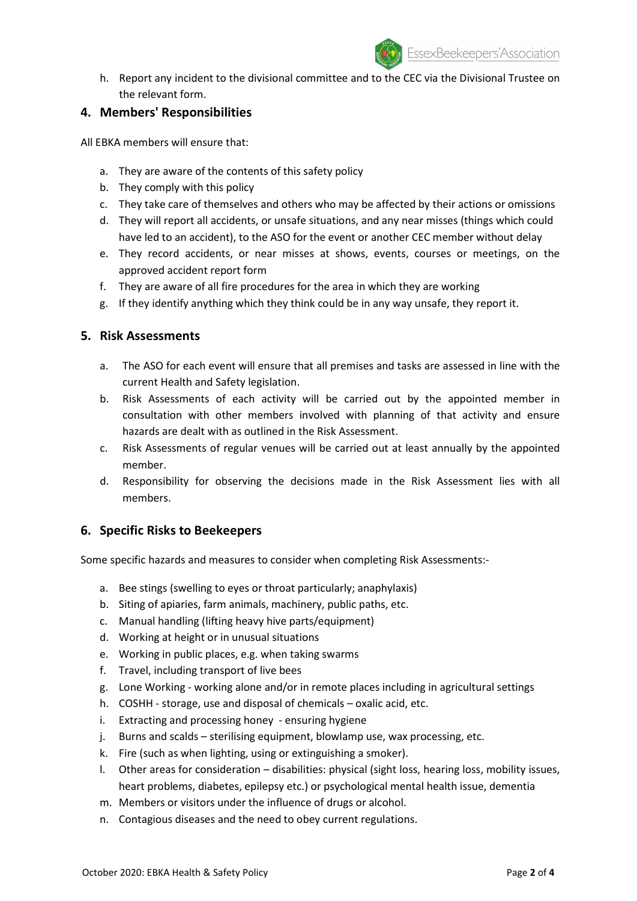h. Report any incident to the divisional committee and to the CEC via the Divisional Trustee on the relevant form.

## 4. Members' Responsibilities

All EBKA members will ensure that:

a. They are aware of the contents of this safety policy
b. They comply with this policy
c. They take care of themselves and others who may be affected by their actions or omissions
d. They will report all accidents, or unsafe situations, and any near misses (things which could have led to an accident), to the ASO for the event or another CEC member without delay
e. They record accidents, or near misses at shows, events, courses or meetings, on the approved accident report form
f. They are aware of all fire procedures for the area in which they are working
g. If they identify anything which they think could be in any way unsafe, they report it.

## 5. Risk Assessments

a. The ASO for each event will ensure that all premises and tasks are assessed in line with the current Health and Safety legislation.
b. Risk Assessments of each activity will be carried out by the appointed member in consultation with other members involved with planning of that activity and ensure hazards are dealt with as outlined in the Risk Assessment.
c. Risk Assessments of regular venues will be carried out at least annually by the appointed member.
d. Responsibility for observing the decisions made in the Risk Assessment lies with all members.

## 6. Specific Risks to Beekeepers

Some specific hazards and measures to consider when completing Risk Assessments:-

a. Bee stings (swelling to eyes or throat particularly; anaphylaxis)
b. Siting of apiaries, farm animals, machinery, public paths, etc.
c. Manual handling (lifting heavy hive parts/equipment)
d. Working at height or in unusual situations
e. Working in public places, e.g. when taking swarms
f. Travel, including transport of live bees
g. Lone Working - working alone and/or in remote places including in agricultural settings
h. COSHH - storage, use and disposal of chemicals – oxalic acid, etc.
i. Extracting and processing honey - ensuring hygiene
j. Burns and scalds – sterilising equipment, blowlamp use, wax processing, etc.
k. Fire (such as when lighting, using or extinguishing a smoker).
l. Other areas for consideration – disabilities: physical (sight loss, hearing loss, mobility issues, heart problems, diabetes, epilepsy etc.) or psychological mental health issue, dementia
m. Members or visitors under the influence of drugs or alcohol.
n. Contagious diseases and the need to obey current regulations.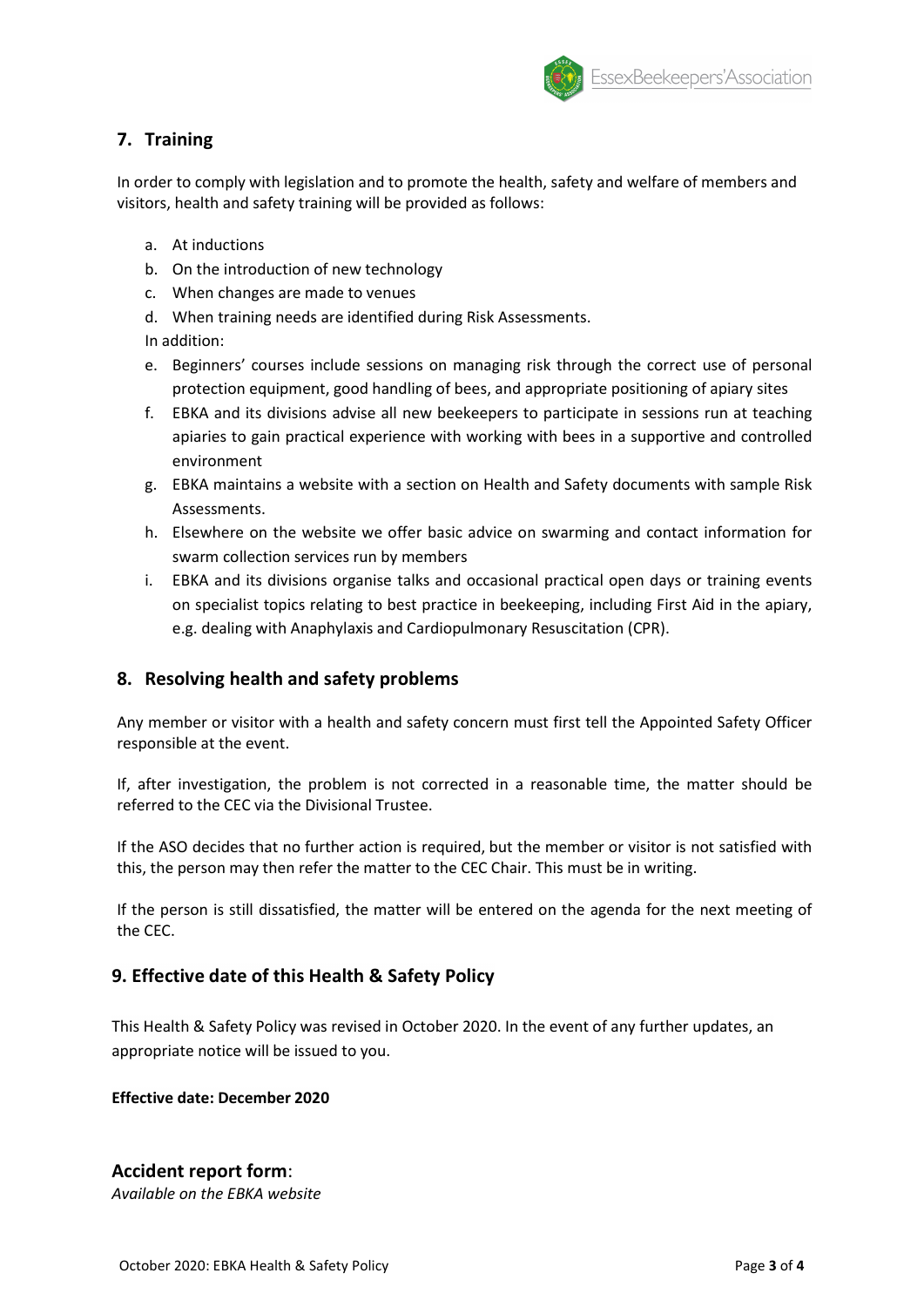## 7. Training

In order to comply with legislation and to promote the health, safety and welfare of members and visitors, health and safety training will be provided as follows:

a. At inductions
b. On the introduction of new technology
c. When changes are made to venues
d. When training needs are identified during Risk Assessments.

In addition:

e. Beginners' courses include sessions on managing risk through the correct use of personal protection equipment, good handling of bees, and appropriate positioning of apiary sites
f. EBKA and its divisions advise all new beekeepers to participate in sessions run at teaching apiaries to gain practical experience with working with bees in a supportive and controlled environment
g. EBKA maintains a website with a section on Health and Safety documents with sample Risk Assessments.
h. Elsewhere on the website we offer basic advice on swarming and contact information for swarm collection services run by members
i. EBKA and its divisions organise talks and occasional practical open days or training events on specialist topics relating to best practice in beekeeping, including First Aid in the apiary, e.g. dealing with Anaphylaxis and Cardiopulmonary Resuscitation (CPR).

## 8. Resolving health and safety problems

Any member or visitor with a health and safety concern must first tell the Appointed Safety Officer responsible at the event.

If, after investigation, the problem is not corrected in a reasonable time, the matter should be referred to the CEC via the Divisional Trustee.

If the ASO decides that no further action is required, but the member or visitor is not satisfied with this, the person may then refer the matter to the CEC Chair. This must be in writing.

If the person is still dissatisfied, the matter will be entered on the agenda for the next meeting of the CEC.

## 9. Effective date of this Health & Safety Policy

This Health & Safety Policy was revised in October 2020. In the event of any further updates, an appropriate notice will be issued to you.

**Effective date: December 2020**

## Accident report form:

*Available on the EBKA website*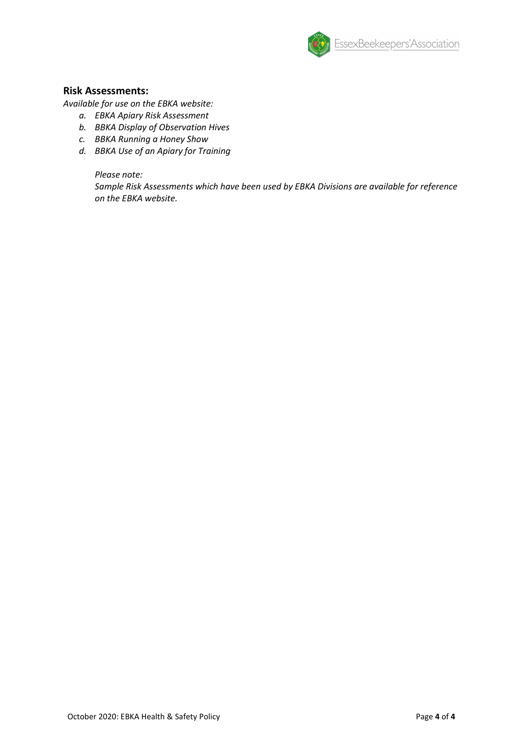## Risk Assessments:

*Available for use on the EBKA website:*

- *a. EBKA Apiary Risk Assessment*
- *b. BBKA Display of Observation Hives*
- *c. BBKA Running a Honey Show*
- *d. BBKA Use of an Apiary for Training*

*Please note:*
*Sample Risk Assessments which have been used by EBKA Divisions are available for reference on the EBKA website.*